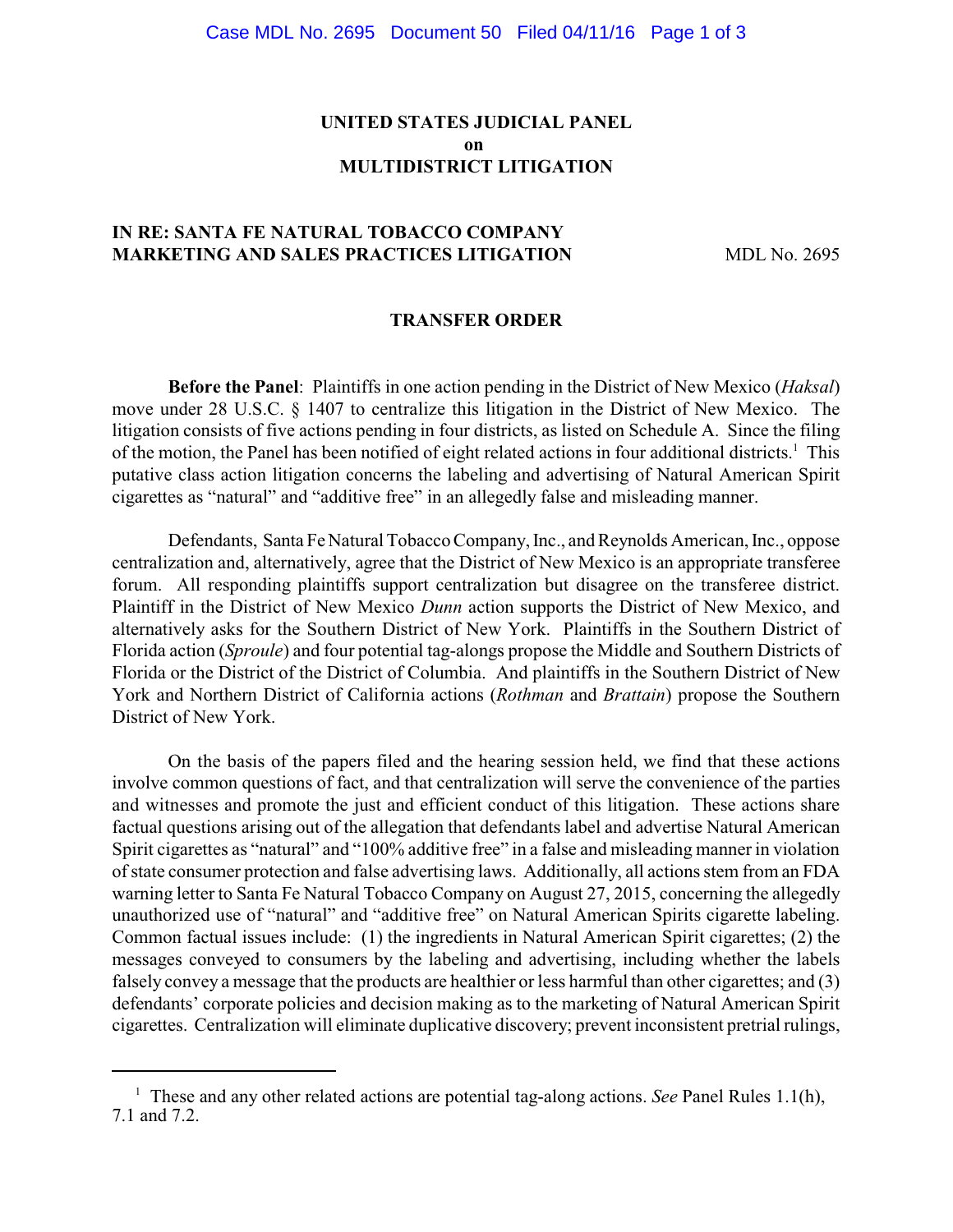**UNITED STATES JUDICIAL PANEL**
**on**
**MULTIDISTRICT LITIGATION**

**IN RE: SANTA FE NATURAL TOBACCO COMPANY MARKETING AND SALES PRACTICES LITIGATION** MDL No. 2695

**TRANSFER ORDER**

**Before the Panel**: Plaintiffs in one action pending in the District of New Mexico (*Haksal*) move under 28 U.S.C. § 1407 to centralize this litigation in the District of New Mexico. The litigation consists of five actions pending in four districts, as listed on Schedule A. Since the filing of the motion, the Panel has been notified of eight related actions in four additional districts.[1] This putative class action litigation concerns the labeling and advertising of Natural American Spirit cigarettes as "natural" and "additive free" in an allegedly false and misleading manner.

Defendants, Santa Fe Natural Tobacco Company, Inc., and Reynolds American, Inc., oppose centralization and, alternatively, agree that the District of New Mexico is an appropriate transferee forum. All responding plaintiffs support centralization but disagree on the transferee district. Plaintiff in the District of New Mexico *Dunn* action supports the District of New Mexico, and alternatively asks for the Southern District of New York. Plaintiffs in the Southern District of Florida action (*Sproule*) and four potential tag-alongs propose the Middle and Southern Districts of Florida or the District of the District of Columbia. And plaintiffs in the Southern District of New York and Northern District of California actions (*Rothman* and *Brattain*) propose the Southern District of New York.

On the basis of the papers filed and the hearing session held, we find that these actions involve common questions of fact, and that centralization will serve the convenience of the parties and witnesses and promote the just and efficient conduct of this litigation. These actions share factual questions arising out of the allegation that defendants label and advertise Natural American Spirit cigarettes as "natural" and "100% additive free" in a false and misleading manner in violation of state consumer protection and false advertising laws. Additionally, all actions stem from an FDA warning letter to Santa Fe Natural Tobacco Company on August 27, 2015, concerning the allegedly unauthorized use of "natural" and "additive free" on Natural American Spirits cigarette labeling. Common factual issues include: (1) the ingredients in Natural American Spirit cigarettes; (2) the messages conveyed to consumers by the labeling and advertising, including whether the labels falsely convey a message that the products are healthier or less harmful than other cigarettes; and (3) defendants' corporate policies and decision making as to the marketing of Natural American Spirit cigarettes. Centralization will eliminate duplicative discovery; prevent inconsistent pretrial rulings,

---

[1] These and any other related actions are potential tag-along actions. *See* Panel Rules 1.1(h), 7.1 and 7.2.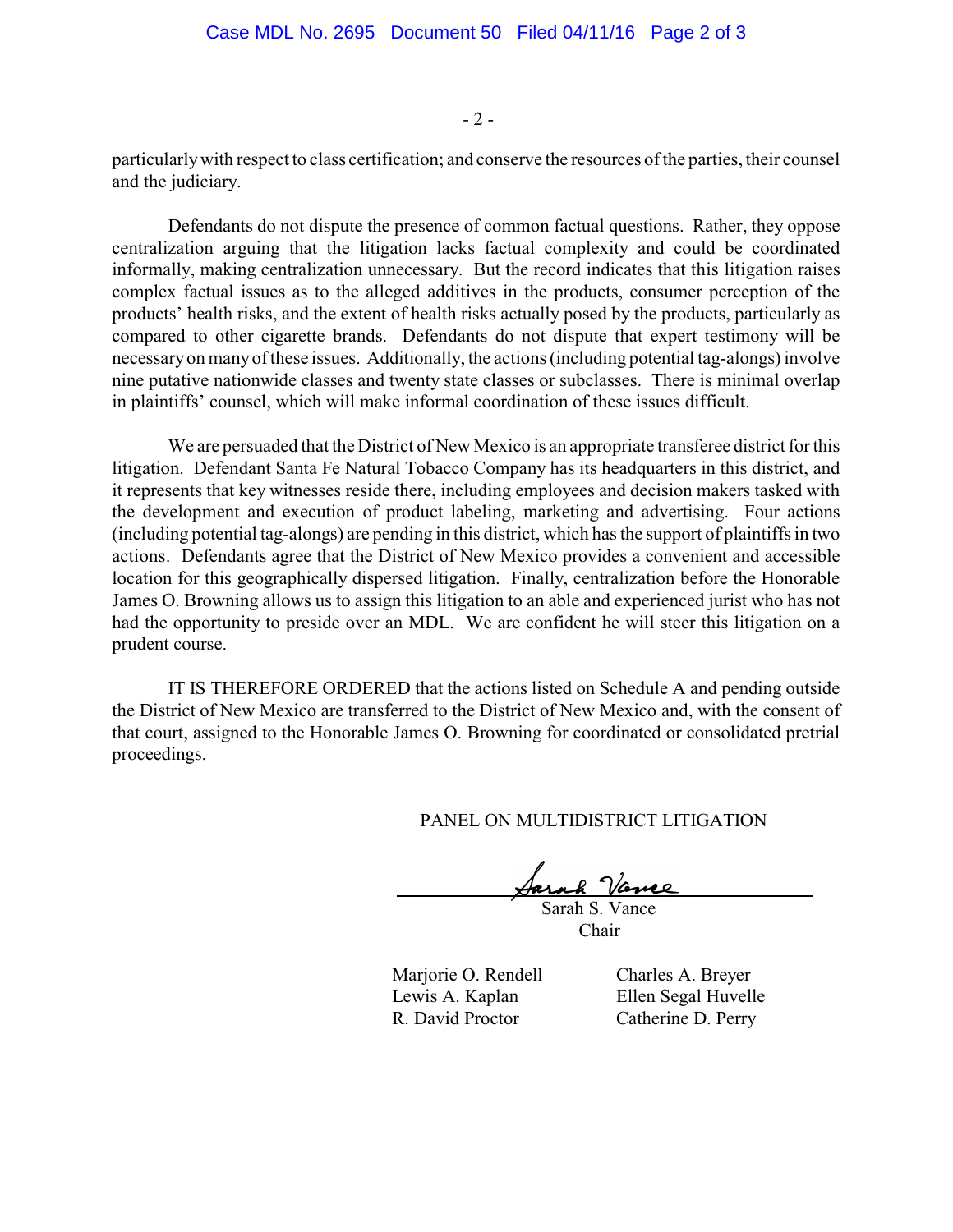particularly with respect to class certification; and conserve the resources of the parties, their counsel and the judiciary.

Defendants do not dispute the presence of common factual questions. Rather, they oppose centralization arguing that the litigation lacks factual complexity and could be coordinated informally, making centralization unnecessary. But the record indicates that this litigation raises complex factual issues as to the alleged additives in the products, consumer perception of the products' health risks, and the extent of health risks actually posed by the products, particularly as compared to other cigarette brands. Defendants do not dispute that expert testimony will be necessary on many of these issues. Additionally, the actions (including potential tag-alongs) involve nine putative nationwide classes and twenty state classes or subclasses. There is minimal overlap in plaintiffs' counsel, which will make informal coordination of these issues difficult.

We are persuaded that the District of New Mexico is an appropriate transferee district for this litigation. Defendant Santa Fe Natural Tobacco Company has its headquarters in this district, and it represents that key witnesses reside there, including employees and decision makers tasked with the development and execution of product labeling, marketing and advertising. Four actions (including potential tag-alongs) are pending in this district, which has the support of plaintiffs in two actions. Defendants agree that the District of New Mexico provides a convenient and accessible location for this geographically dispersed litigation. Finally, centralization before the Honorable James O. Browning allows us to assign this litigation to an able and experienced jurist who has not had the opportunity to preside over an MDL. We are confident he will steer this litigation on a prudent course.

IT IS THEREFORE ORDERED that the actions listed on Schedule A and pending outside the District of New Mexico are transferred to the District of New Mexico and, with the consent of that court, assigned to the Honorable James O. Browning for coordinated or consolidated pretrial proceedings.

PANEL ON MULTIDISTRICT LITIGATION

Sarah S. Vance
Chair

Marjorie O. Rendell
Lewis A. Kaplan
R. David Proctor

Charles A. Breyer
Ellen Segal Huvelle
Catherine D. Perry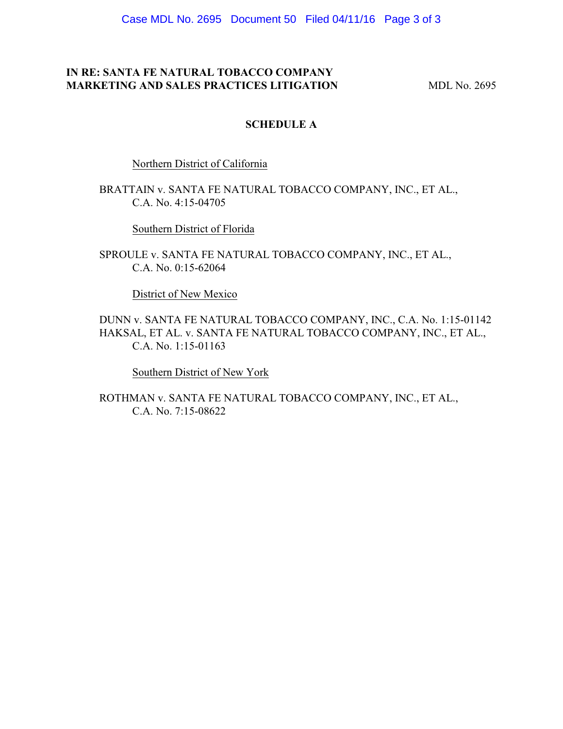**IN RE: SANTA FE NATURAL TOBACCO COMPANY MARKETING AND SALES PRACTICES LITIGATION** MDL No. 2695

## SCHEDULE A

Northern District of California

BRATTAIN v. SANTA FE NATURAL TOBACCO COMPANY, INC., ET AL., C.A. No. 4:15-04705

Southern District of Florida

SPROULE v. SANTA FE NATURAL TOBACCO COMPANY, INC., ET AL., C.A. No. 0:15-62064

District of New Mexico

DUNN v. SANTA FE NATURAL TOBACCO COMPANY, INC., C.A. No. 1:15-01142
HAKSAL, ET AL. v. SANTA FE NATURAL TOBACCO COMPANY, INC., ET AL., C.A. No. 1:15-01163

Southern District of New York

ROTHMAN v. SANTA FE NATURAL TOBACCO COMPANY, INC., ET AL., C.A. No. 7:15-08622